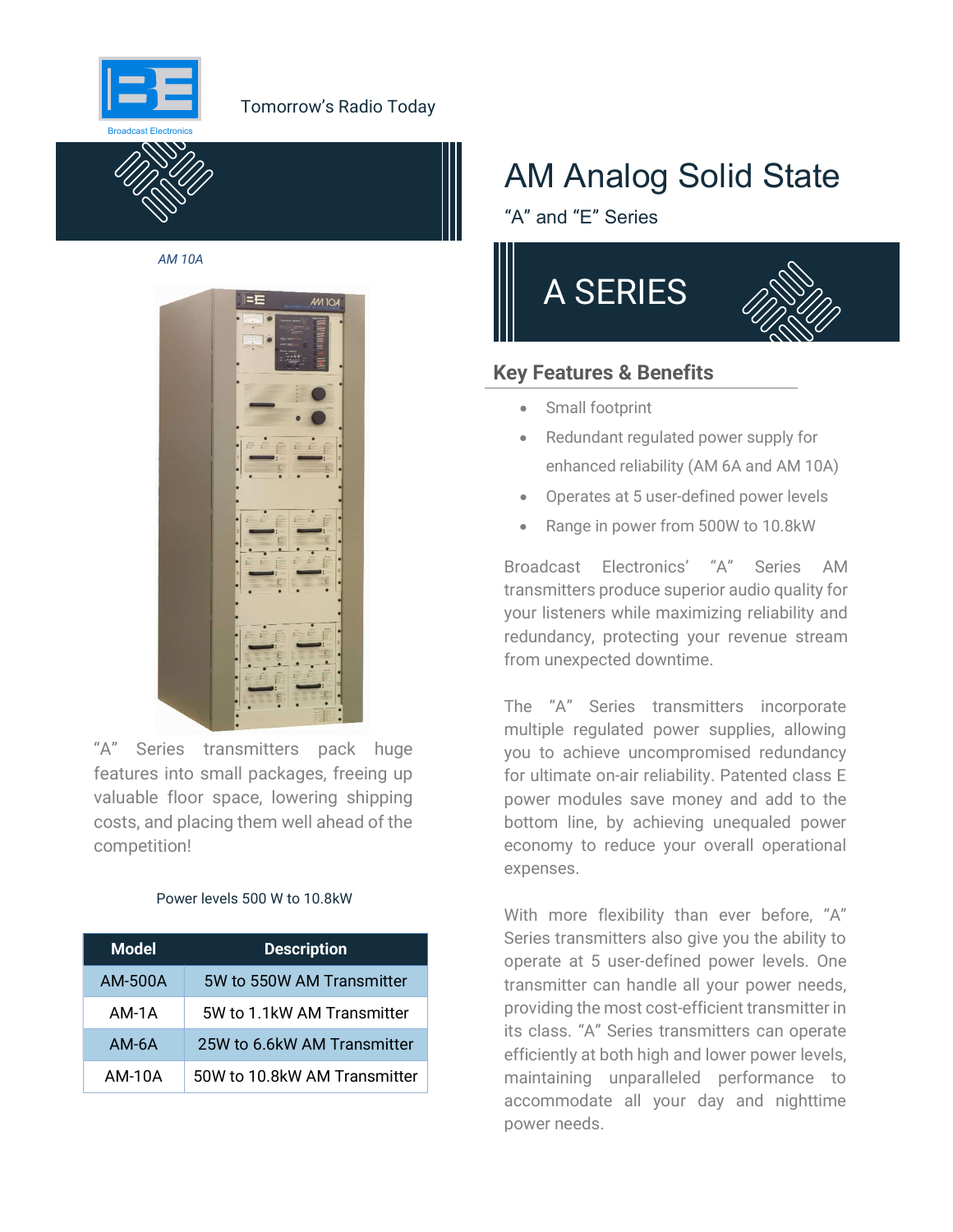Broadcast Electronics

Tomorrow's Radio Today

# AM Analog Solid State

"A" and "E" Series

*AM 10A*

"A" Series transmitters pack huge features into small packages, freeing up valuable floor space, lowering shipping costs, and placing them well ahead of the competition!

Power levels 500 W to 10.8kW

| Model | Description |
|---|---|
| AM-500A | 5W to 550W AM Transmitter |
| AM-1A | 5W to 1.1kW AM Transmitter |
| AM-6A | 25W to 6.6kW AM Transmitter |
| AM-10A | 50W to 10.8kW AM Transmitter |

## A SERIES

### Key Features & Benefits

- Small footprint
- Redundant regulated power supply for enhanced reliability (AM 6A and AM 10A)
- Operates at 5 user-defined power levels
- Range in power from 500W to 10.8kW

Broadcast Electronics' "A" Series AM transmitters produce superior audio quality for your listeners while maximizing reliability and redundancy, protecting your revenue stream from unexpected downtime.

The "A" Series transmitters incorporate multiple regulated power supplies, allowing you to achieve uncompromised redundancy for ultimate on-air reliability. Patented class E power modules save money and add to the bottom line, by achieving unequaled power economy to reduce your overall operational expenses.

With more flexibility than ever before, "A" Series transmitters also give you the ability to operate at 5 user-defined power levels. One transmitter can handle all your power needs, providing the most cost-efficient transmitter in its class. "A" Series transmitters can operate efficiently at both high and lower power levels, maintaining unparalleled performance to accommodate all your day and nighttime power needs.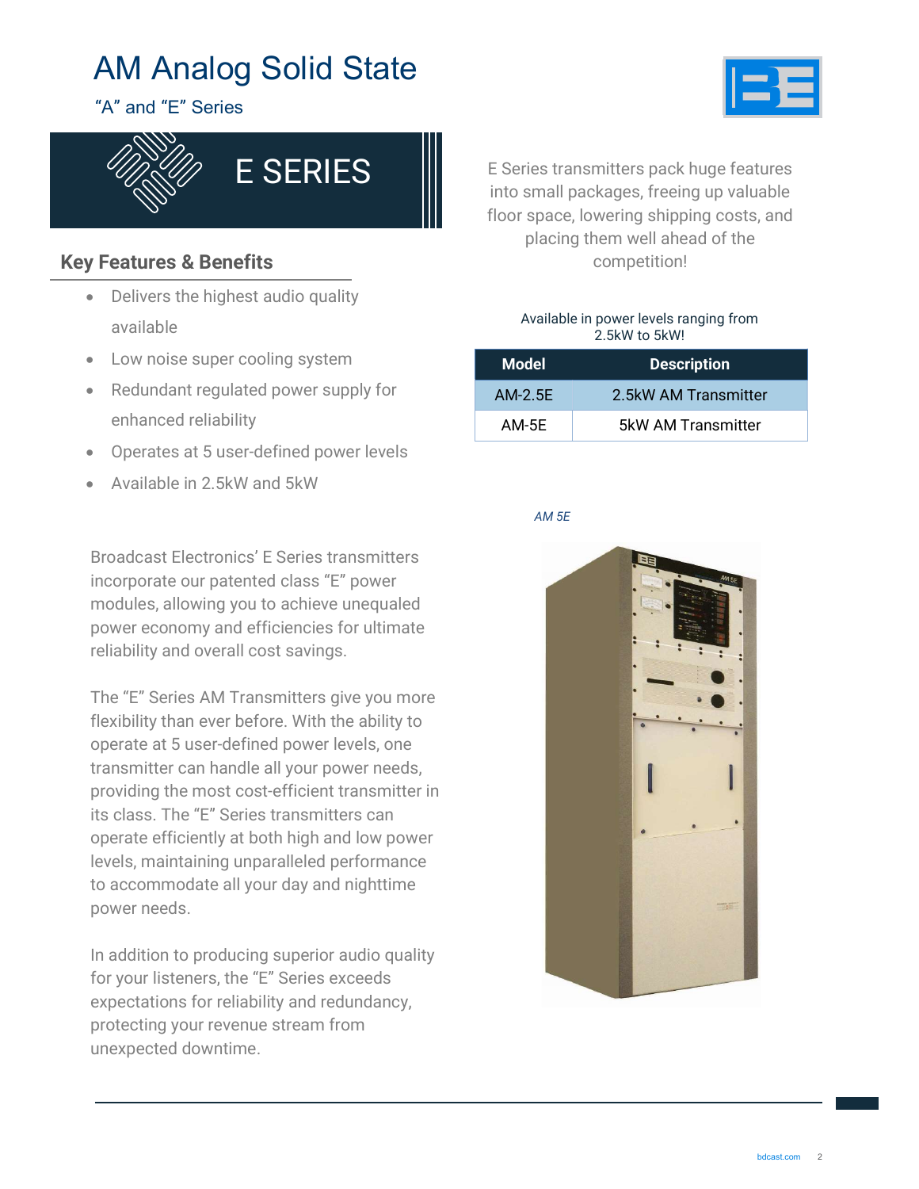# AM Analog Solid State

"A" and "E" Series

## E SERIES

### Key Features & Benefits

- Delivers the highest audio quality available
- Low noise super cooling system
- Redundant regulated power supply for enhanced reliability
- Operates at 5 user-defined power levels
- Available in 2.5kW and 5kW

Broadcast Electronics' E Series transmitters incorporate our patented class "E" power modules, allowing you to achieve unequaled power economy and efficiencies for ultimate reliability and overall cost savings.

The "E" Series AM Transmitters give you more flexibility than ever before. With the ability to operate at 5 user-defined power levels, one transmitter can handle all your power needs, providing the most cost-efficient transmitter in its class. The "E" Series transmitters can operate efficiently at both high and low power levels, maintaining unparalleled performance to accommodate all your day and nighttime power needs.

In addition to producing superior audio quality for your listeners, the "E" Series exceeds expectations for reliability and redundancy, protecting your revenue stream from unexpected downtime.

E Series transmitters pack huge features into small packages, freeing up valuable floor space, lowering shipping costs, and placing them well ahead of the competition!

Available in power levels ranging from 2.5kW to 5kW!

| Model | Description |
|---|---|
| AM-2.5E | 2.5kW AM Transmitter |
| AM-5E | 5kW AM Transmitter |

*AM 5E*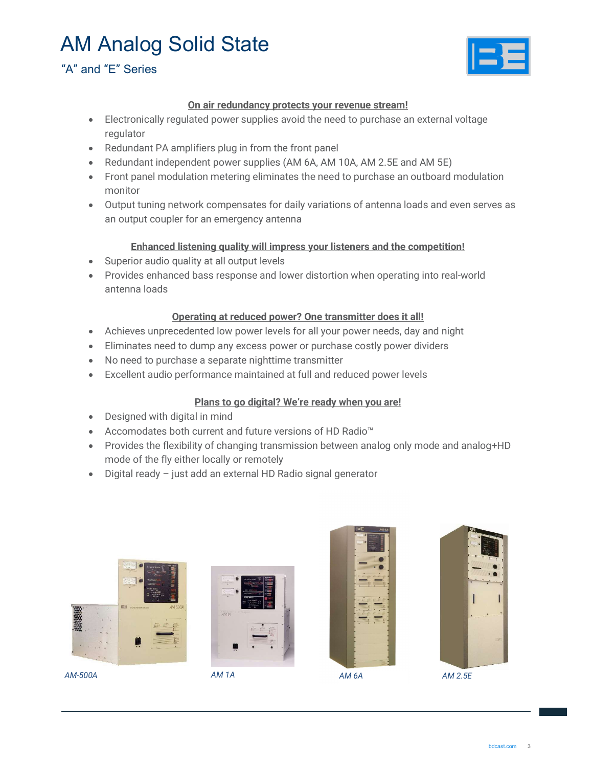# AM Analog Solid State

"A" and "E" Series

**On air redundancy protects your revenue stream!**

- Electronically regulated power supplies avoid the need to purchase an external voltage regulator
- Redundant PA amplifiers plug in from the front panel
- Redundant independent power supplies (AM 6A, AM 10A, AM 2.5E and AM 5E)
- Front panel modulation metering eliminates the need to purchase an outboard modulation monitor
- Output tuning network compensates for daily variations of antenna loads and even serves as an output coupler for an emergency antenna

**Enhanced listening quality will impress your listeners and the competition!**

- Superior audio quality at all output levels
- Provides enhanced bass response and lower distortion when operating into real-world antenna loads

**Operating at reduced power? One transmitter does it all!**

- Achieves unprecedented low power levels for all your power needs, day and night
- Eliminates need to dump any excess power or purchase costly power dividers
- No need to purchase a separate nighttime transmitter
- Excellent audio performance maintained at full and reduced power levels

**Plans to go digital? We're ready when you are!**

- Designed with digital in mind
- Accomodates both current and future versions of HD Radio™
- Provides the flexibility of changing transmission between analog only mode and analog+HD mode of the fly either locally or remotely
- Digital ready – just add an external HD Radio signal generator

*AM-500A*

*AM 1A*

*AM 6A*

*AM 2.5E*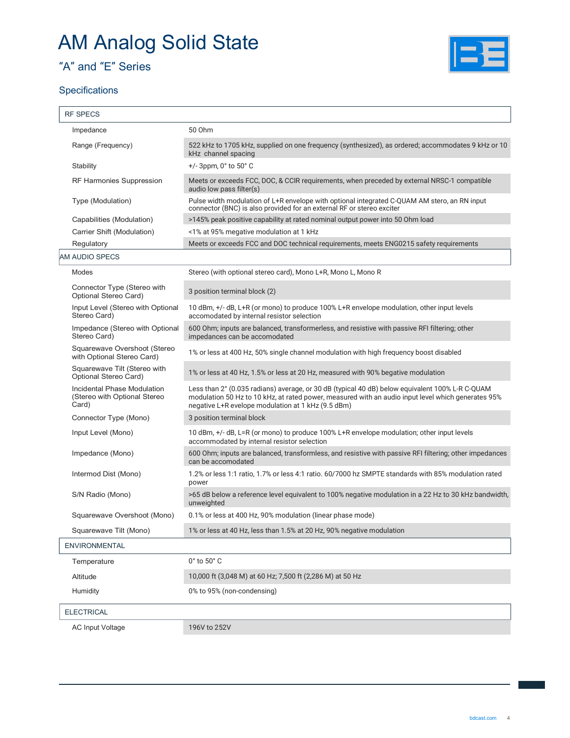# AM Analog Solid State

## “A” and “E” Series

### Specifications

| RF SPECS | |
|---|---|
| Impedance | 50 Ohm |
| Range (Frequency) | 522 kHz to 1705 kHz, supplied on one frequency (synthesized), as ordered; accommodates 9 kHz or 10 kHz channel spacing |
| Stability | +/- 3ppm, 0° to 50° C |
| RF Harmonies Suppression | Meets or exceeds FCC, DOC, & CCIR requirements, when preceded by external NRSC-1 compatible audio low pass filter(s) |
| Type (Modulation) | Pulse width modulation of L+R envelope with optional integrated C-QUAM AM stereo, an RN input connector (BNC) is also provided for an external RF or stereo exciter |
| Capabilities (Modulation) | >145% peak positive capability at rated nominal output power into 50 Ohm load |
| Carrier Shift (Modulation) | <1% at 95% megative modulation at 1 kHz |
| Regulatory | Meets or exceeds FCC and DOC technical requirements, meets ENG0215 safety requirements |
| **AM AUDIO SPECS** | |
| Modes | Stereo (with optional stereo card), Mono L+R, Mono L, Mono R |
| Connector Type (Stereo with Optional Stereo Card) | 3 position terminal block (2) |
| Input Level (Stereo with Optional Stereo Card) | 10 dBm, +/- dB, L+R (or mono) to produce 100% L+R envelope modulation, other input levels accomodated by internal resistor selection |
| Impedance (Stereo with Optional Stereo Card) | 600 Ohm; inputs are balanced, transformerless, and resistive with passive RFI filtering; other impedances can be accomodated |
| Squarewave Overshoot (Stereo with Optional Stereo Card) | 1% or less at 400 Hz, 50% single channel modulation with high frequency boost disabled |
| Squarewave Tilt (Stereo with Optional Stereo Card) | 1% or less at 40 Hz, 1.5% or less at 20 Hz, measured with 90% begative modulation |
| Incidental Phase Modulation (Stereo with Optional Stereo Card) | Less than 2° (0.035 radians) average, or 30 dB (typical 40 dB) below equivalent 100% L-R C-QUAM modulation 50 Hz to 10 kHz, at rated power, measured with an audio input level which generates 95% negative L+R evelope modulation at 1 kHz (9.5 dBm) |
| Connector Type (Mono) | 3 position terminal block |
| Input Level (Mono) | 10 dBm, +/- dB, L=R (or mono) to produce 100% L+R envelope modulation; other input levels accommodated by internal resistor selection |
| Impedance (Mono) | 600 Ohm; inputs are balanced, transformless, and resistive with passive RFI filtering; other impedances can be accomodated |
| Intermod Dist (Mono) | 1.2% or less 1:1 ratio, 1.7% or less 4:1 ratio. 60/7000 hz SMPTE standards with 85% modulation rated power |
| S/N Radio (Mono) | >65 dB below a reference level equivalent to 100% negative modulation in a 22 Hz to 30 kHz bandwidth, unweighted |
| Squarewave Overshoot (Mono) | 0.1% or less at 400 Hz, 90% modulation (linear phase mode) |
| Squarewave Tilt (Mono) | 1% or less at 40 Hz, less than 1.5% at 20 Hz, 90% negative modulation |
| **ENVIRONMENTAL** | |
| Temperature | 0° to 50° C |
| Altitude | 10,000 ft (3,048 M) at 60 Hz; 7,500 ft (2,286 M) at 50 Hz |
| Humidity | 0% to 95% (non-condensing) |
| **ELECTRICAL** | |
| AC Input Voltage | 196V to 252V |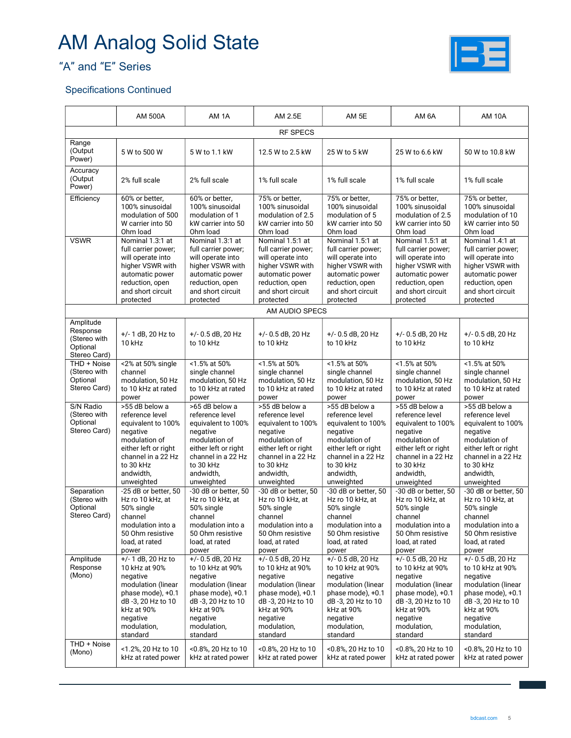# AM Analog Solid State

## "A" and "E" Series

### Specifications Continued

| | AM 500A | AM 1A | AM 2.5E | AM 5E | AM 6A | AM 10A |
|---|---|---|---|---|---|---|
| RF SPECS | | | | | | |
| Range (Output Power) | 5 W to 500 W | 5 W to 1.1 kW | 12.5 W to 2.5 kW | 25 W to 5 kW | 25 W to 6.6 kW | 50 W to 10.8 kW |
| Accuracy (Output Power) | 2% full scale | 2% full scale | 1% full scale | 1% full scale | 1% full scale | 1% full scale |
| Efficiency | 60% or better, 100% sinusoidal modulation of 500 W carrier into 50 Ohm load | 60% or better, 100% sinusoidal modulation of 1 kW carrier into 50 Ohm load | 75% or better, 100% sinusoidal modulation of 2.5 kW carrier into 50 Ohm load | 75% or better, 100% sinusoidal modulation of 5 kW carrier into 50 Ohm load | 75% or better, 100% sinusoidal modulation of 2.5 kW carrier into 50 Ohm load | 75% or better, 100% sinusoidal modulation of 10 kW carrier into 50 Ohm load |
| VSWR | Nominal 1.3:1 at full carrier power; will operate into higher VSWR with automatic power reduction, open and short circuit protected | Nominal 1.3:1 at full carrier power; will operate into higher VSWR with automatic power reduction, open and short circuit protected | Nominal 1.5:1 at full carrier power; will operate into higher VSWR with automatic power reduction, open and short circuit protected | Nominal 1.5:1 at full carrier power; will operate into higher VSWR with automatic power reduction, open and short circuit protected | Nominal 1.5:1 at full carrier power; will operate into higher VSWR with automatic power reduction, open and short circuit protected | Nominal 1.4:1 at full carrier power; will operate into higher VSWR with automatic power reduction, open and short circuit protected |
| AM AUDIO SPECS | | | | | | |
| Amplitude Response (Stereo with Optional Stereo Card) | +/- 1 dB, 20 Hz to 10 kHz | +/- 0.5 dB, 20 Hz to 10 kHz | +/- 0.5 dB, 20 Hz to 10 kHz | +/- 0.5 dB, 20 Hz to 10 kHz | +/- 0.5 dB, 20 Hz to 10 kHz | +/- 0.5 dB, 20 Hz to 10 kHz |
| THD + Noise (Stereo with Optional Stereo Card) | <2% at 50% single channel modulation, 50 Hz to 10 kHz at rated power | <1.5% at 50% single channel modulation, 50 Hz to 10 kHz at rated power | <1.5% at 50% single channel modulation, 50 Hz to 10 kHz at rated power | <1.5% at 50% single channel modulation, 50 Hz to 10 kHz at rated power | <1.5% at 50% single channel modulation, 50 Hz to 10 kHz at rated power | <1.5% at 50% single channel modulation, 50 Hz to 10 kHz at rated power |
| S/N Radio (Stereo with Optional Stereo Card) | >55 dB below a reference level equivalent to 100% negative modulation of either left or right channel in a 22 Hz to 30 kHz andwidth, unweighted | >65 dB below a reference level equivalent to 100% negative modulation of either left or right channel in a 22 Hz to 30 kHz andwidth, unweighted | >55 dB below a reference level equivalent to 100% negative modulation of either left or right channel in a 22 Hz to 30 kHz andwidth, unweighted | >55 dB below a reference level equivalent to 100% negative modulation of either left or right channel in a 22 Hz to 30 kHz andwidth, unweighted | >55 dB below a reference level equivalent to 100% negative modulation of either left or right channel in a 22 Hz to 30 kHz andwidth, unweighted | >55 dB below a reference level equivalent to 100% negative modulation of either left or right channel in a 22 Hz to 30 kHz andwidth, unweighted |
| Separation (Stereo with Optional Stereo Card) | -25 dB or better, 50 Hz ro 10 kHz, at 50% single channel modulation into a 50 Ohm resistive load, at rated power | -30 dB or better, 50 Hz ro 10 kHz, at 50% single channel modulation into a 50 Ohm resistive load, at rated power | -30 dB or better, 50 Hz ro 10 kHz, at 50% single channel modulation into a 50 Ohm resistive load, at rated power | -30 dB or better, 50 Hz ro 10 kHz, at 50% single channel modulation into a 50 Ohm resistive load, at rated power | -30 dB or better, 50 Hz ro 10 kHz, at 50% single channel modulation into a 50 Ohm resistive load, at rated power | -30 dB or better, 50 Hz ro 10 kHz, at 50% single channel modulation into a 50 Ohm resistive load, at rated power |
| Amplitude Response (Mono) | +/- 1 dB, 20 Hz to 10 kHz at 90% negative modulation (linear phase mode), +0.1 dB -3, 20 Hz to 10 kHz at 90% negative modulation, standard | +/- 0.5 dB, 20 Hz to 10 kHz at 90% negative modulation (linear phase mode), +0.1 dB -3, 20 Hz to 10 kHz at 90% negative modulation, standard | +/- 0.5 dB, 20 Hz to 10 kHz at 90% negative modulation (linear phase mode), +0.1 dB -3, 20 Hz to 10 kHz at 90% negative modulation, standard | +/- 0.5 dB, 20 Hz to 10 kHz at 90% negative modulation (linear phase mode), +0.1 dB -3, 20 Hz to 10 kHz at 90% negative modulation, standard | +/- 0.5 dB, 20 Hz to 10 kHz at 90% negative modulation (linear phase mode), +0.1 dB -3, 20 Hz to 10 kHz at 90% negative modulation, standard | +/- 0.5 dB, 20 Hz to 10 kHz at 90% negative modulation (linear phase mode), +0.1 dB -3, 20 Hz to 10 kHz at 90% negative modulation, standard |
| THD + Noise (Mono) | <1.2%, 20 Hz to 10 kHz at rated power | <0.8%, 20 Hz to 10 kHz at rated power | <0.8%, 20 Hz to 10 kHz at rated power | <0.8%, 20 Hz to 10 kHz at rated power | <0.8%, 20 Hz to 10 kHz at rated power | <0.8%, 20 Hz to 10 kHz at rated power |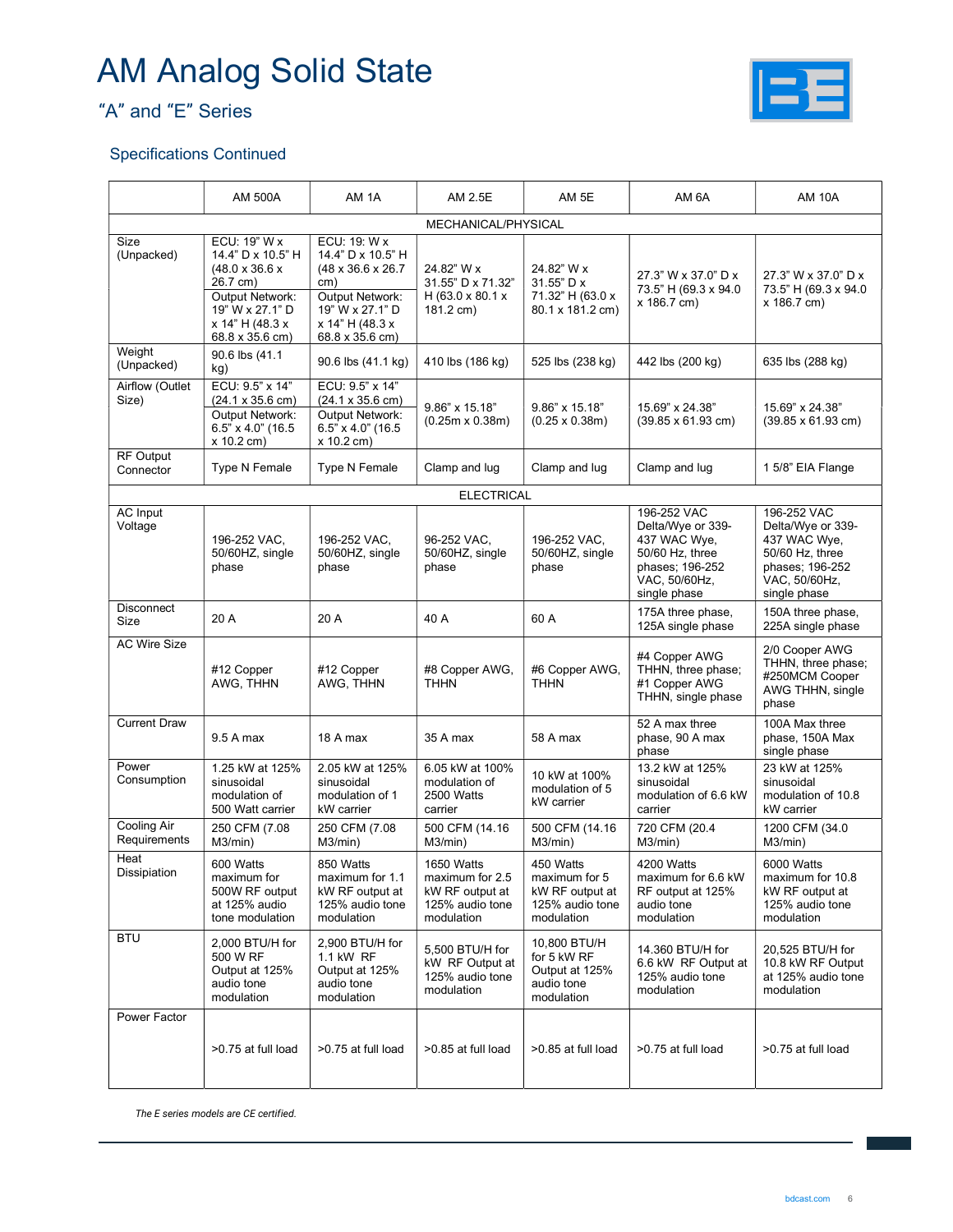# AM Analog Solid State

## "A" and "E" Series

### Specifications Continued

| | AM 500A | AM 1A | AM 2.5E | AM 5E | AM 6A | AM 10A |
|---|---|---|---|---|---|---|
| MECHANICAL/PHYSICAL | | | | | | |
| Size (Unpacked) | ECU: 19" W x 14.4" D x 10.5" H (48.0 x 36.6 x 26.7 cm) Output Network: 19" W x 27.1" D x 14" H (48.3 x 68.8 x 35.6 cm) | ECU: 19: W x 14.4" D x 10.5" H (48 x 36.6 x 26.7 cm) Output Network: 19" W x 27.1" D x 14" H (48.3 x 68.8 x 35.6 cm) | 24.82" W x 31.55" D x 71.32" H (63.0 x 80.1 x 181.2 cm) | 24.82" W x 31.55" D x 71.32" H (63.0 x 80.1 x 181.2 cm) | 27.3" W x 37.0" D x 73.5" H (69.3 x 94.0 x 186.7 cm) | 27.3" W x 37.0" D x 73.5" H (69.3 x 94.0 x 186.7 cm) |
| Weight (Unpacked) | 90.6 lbs (41.1 kg) | 90.6 lbs (41.1 kg) | 410 lbs (186 kg) | 525 lbs (238 kg) | 442 lbs (200 kg) | 635 lbs (288 kg) |
| Airflow (Outlet Size) | ECU: 9.5" x 14" (24.1 x 35.6 cm) Output Network: 6.5" x 4.0" (16.5 x 10.2 cm) | ECU: 9.5" x 14" (24.1 x 35.6 cm) Output Network: 6.5" x 4.0" (16.5 x 10.2 cm) | 9.86" x 15.18" (0.25m x 0.38m) | 9.86" x 15.18" (0.25 x 0.38m) | 15.69" x 24.38" (39.85 x 61.93 cm) | 15.69" x 24.38" (39.85 x 61.93 cm) |
| RF Output Connector | Type N Female | Type N Female | Clamp and lug | Clamp and lug | Clamp and lug | 1 5/8" EIA Flange |
| ELECTRICAL | | | | | | |
| AC Input Voltage | 196-252 VAC, 50/60HZ, single phase | 196-252 VAC, 50/60HZ, single phase | 96-252 VAC, 50/60HZ, single phase | 196-252 VAC, 50/60HZ, single phase | 196-252 VAC Delta/Wye or 339-437 WAC Wye, 50/60 Hz, three phases; 196-252 VAC, 50/60Hz, single phase | 196-252 VAC Delta/Wye or 339-437 WAC Wye, 50/60 Hz, three phases; 196-252 VAC, 50/60Hz, single phase |
| Disconnect Size | 20 A | 20 A | 40 A | 60 A | 175A three phase, 125A single phase | 150A three phase, 225A single phase |
| AC Wire Size | #12 Copper AWG, THHN | #12 Copper AWG, THHN | #8 Copper AWG, THHN | #6 Copper AWG, THHN | #4 Copper AWG THHN, three phase; #1 Copper AWG THHN, single phase | 2/0 Cooper AWG THHN, three phase; #250MCM Cooper AWG THHN, single phase |
| Current Draw | 9.5 A max | 18 A max | 35 A max | 58 A max | 52 A max three phase, 90 A max single phase | 100A Max three phase, 150A Max single phase |
| Power Consumption | 1.25 kW at 125% sinusoidal modulation of 500 Watt carrier | 2.05 kW at 125% sinusoidal modulation of 1 kW carrier | 6.05 kW at 100% modulation of 2500 Watts carrier | 10 kW at 100% modulation of 5 kW carrier | 13.2 kW at 125% sinusoidal modulation of 6.6 kW carrier | 23 kW at 125% sinusoidal modulation of 10.8 kW carrier |
| Cooling Air Requirements | 250 CFM (7.08 M3/min) | 250 CFM (7.08 M3/min) | 500 CFM (14.16 M3/min) | 500 CFM (14.16 M3/min) | 720 CFM (20.4 M3/min) | 1200 CFM (34.0 M3/min) |
| Heat Dissipation | 600 Watts maximum for 500W RF output at 125% audio tone modulation | 850 Watts maximum for 1.1 kW RF output at 125% audio tone modulation | 1650 Watts maximum for 2.5 kW RF output at 125% audio tone modulation | 450 Watts maximum for 5 kW RF output at 125% audio tone modulation | 4200 Watts maximum for 6.6 kW RF output at 125% audio tone modulation | 6000 Watts maximum for 10.8 kW RF output at 125% audio tone modulation |
| BTU | 2,000 BTU/H for 500 W RF Output at 125% audio tone modulation | 2,900 BTU/H for 1.1 kW RF Output at 125% audio tone modulation | 5,500 BTU/H for kW RF Output at 125% audio tone modulation | 10,800 BTU/H for 5 kW RF Output at 125% audio tone modulation | 14.360 BTU/H for 6.6 kW RF Output at 125% audio tone modulation | 20,525 BTU/H for 10.8 kW RF Output at 125% audio tone modulation |
| Power Factor | >0.75 at full load | >0.75 at full load | >0.85 at full load | >0.85 at full load | >0.75 at full load | >0.75 at full load |

*The E series models are CE certified.*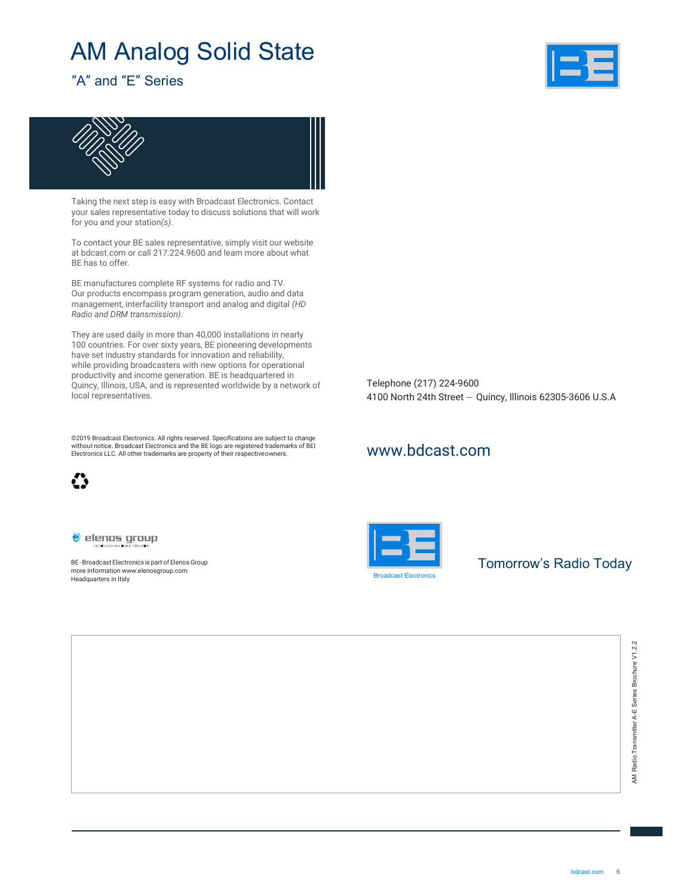# AM Analog Solid State

## "A" and "E" Series

Taking the next step is easy with Broadcast Electronics. Contact your sales representative today to discuss solutions that will work for you and your station*(s)*.

To contact your BE sales representative, simply visit our website at bdcast.com or call 217.224.9600 and learn more about what BE has to offer.

BE manufactures complete RF systems for radio and TV. Our products encompass program generation, audio and data management, interfacility transport and analog and digital *(HD Radio and DRM transmission)*.

They are used daily in more than 40,000 installations in nearly 100 countries. For over sixty years, BE pioneering developments have set industry standards for innovation and reliability, while providing broadcasters with new options for operational productivity and income generation. BE is headquartered in Quincy, Illinois, USA, and is represented worldwide by a network of local representatives.

©2019 Broadcast Electronics. All rights reserved. Specifications are subject to change without notice. Broadcast Electronics and the BE logo are registered trademarks of BEI Electronics LLC. All other trademarks are property of their respective owners.

elenos group

BE - Broadcast Electronics is part of Elenos Group
more information www.elenosgroup.com
Headquarters in Italy

Telephone (217) 224-9600
4100 North 24th Street — Quincy, Illinois 62305-3606 U.S.A

www.bdcast.com

Broadcast Electronics

Tomorrow's Radio Today

AM Radio Transmitter A-E Series Brochure V1.2.2